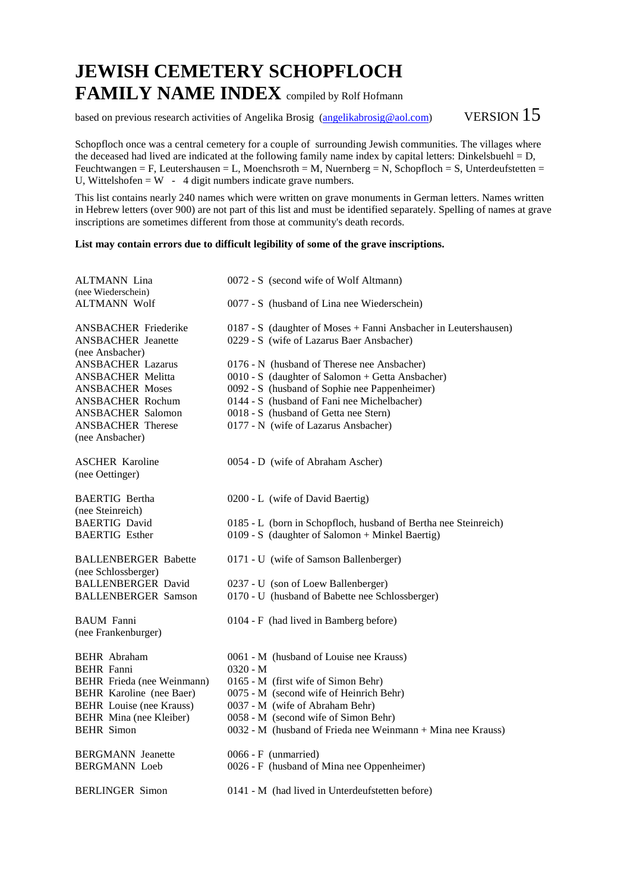# JEWISH CEMETERY SCHOPFLOCH FAMILY NAME INDEX compiled by Rolf Hofmann

based on previous research activities of Angelika Brosig (angelikabrosig@aol.com) VERSION 15

Schopfloch once was a central cemetery for a couple of surrounding Jewish communities. The villages where the deceased had lived are indicated at the following family name index by capital letters: Dinkelsbuehl = D, Feuchtwangen = F, Leutershausen = L, Moenchsroth = M, Nuernberg = N, Schopfloch = S, Unterdeufstetten = U, Wittelshofen = W - 4 digit numbers indicate grave numbers.

This list contains nearly 240 names which were written on grave monuments in German letters. Names written in Hebrew letters (over 900) are not part of this list and must be identified separately. Spelling of names at grave inscriptions are sometimes different from those at community's death records.

**List may contain errors due to difficult legibility of some of the grave inscriptions.**

| Name | Grave / Remarks |
|---|---|
| ALTMANN Lina (nee Wiederschein) | 0072 - S (second wife of Wolf Altmann) |
| ALTMANN Wolf | 0077 - S (husband of Lina nee Wiederschein) |
| | |
| ANSBACHER Friederike | 0187 - S (daughter of Moses + Fanni Ansbacher in Leutershausen) |
| ANSBACHER Jeanette (nee Ansbacher) | 0229 - S (wife of Lazarus Baer Ansbacher) |
| ANSBACHER Lazarus | 0176 - N (husband of Therese nee Ansbacher) |
| ANSBACHER Melitta | 0010 - S (daughter of Salomon + Getta Ansbacher) |
| ANSBACHER Moses | 0092 - S (husband of Sophie nee Pappenheimer) |
| ANSBACHER Rochum | 0144 - S (husband of Fani nee Michelbacher) |
| ANSBACHER Salomon | 0018 - S (husband of Getta nee Stern) |
| ANSBACHER Therese (nee Ansbacher) | 0177 - N (wife of Lazarus Ansbacher) |
| | |
| ASCHER Karoline (nee Oettinger) | 0054 - D (wife of Abraham Ascher) |
| | |
| BAERTIG Bertha (nee Steinreich) | 0200 - L (wife of David Baertig) |
| BAERTIG David | 0185 - L (born in Schopfloch, husband of Bertha nee Steinreich) |
| BAERTIG Esther | 0109 - S (daughter of Salomon + Minkel Baertig) |
| | |
| BALLENBERGER Babette (nee Schlossberger) | 0171 - U (wife of Samson Ballenberger) |
| BALLENBERGER David | 0237 - U (son of Loew Ballenberger) |
| BALLENBERGER Samson | 0170 - U (husband of Babette nee Schlossberger) |
| | |
| BAUM Fanni (nee Frankenburger) | 0104 - F (had lived in Bamberg before) |
| | |
| BEHR Abraham | 0061 - M (husband of Louise nee Krauss) |
| BEHR Fanni | 0320 - M |
| BEHR Frieda (nee Weinmann) | 0165 - M (first wife of Simon Behr) |
| BEHR Karoline (nee Baer) | 0075 - M (second wife of Heinrich Behr) |
| BEHR Louise (nee Krauss) | 0037 - M (wife of Abraham Behr) |
| BEHR Mina (nee Kleiber) | 0058 - M (second wife of Simon Behr) |
| BEHR Simon | 0032 - M (husband of Frieda nee Weinmann + Mina nee Krauss) |
| | |
| BERGMANN Jeanette | 0066 - F (unmarried) |
| BERGMANN Loeb | 0026 - F (husband of Mina nee Oppenheimer) |
| | |
| BERLINGER Simon | 0141 - M (had lived in Unterdeufstetten before) |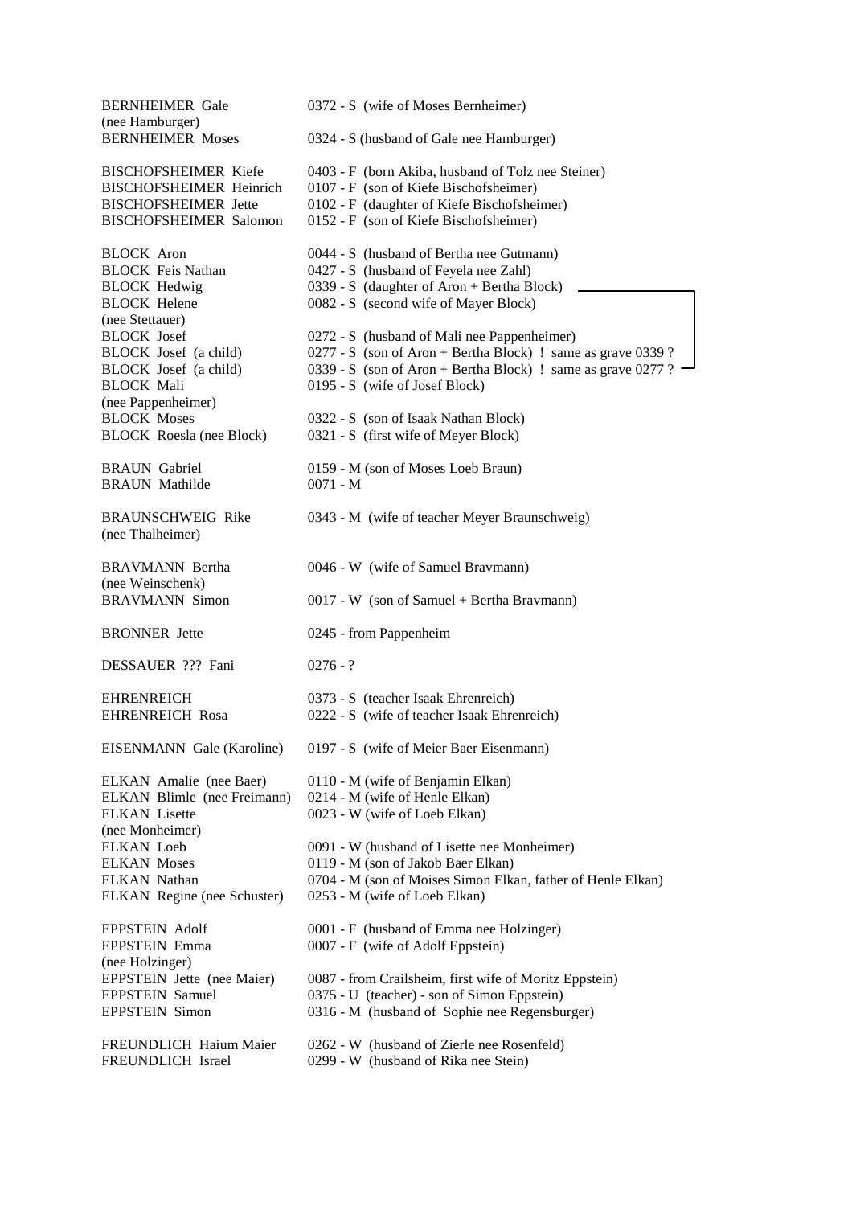| Name | Grave / Notes |
|---|---|
| BERNHEIMER Gale (nee Hamburger) | 0372 - S (wife of Moses Bernheimer) |
| BERNHEIMER Moses | 0324 - S (husband of Gale nee Hamburger) |
| | |
| BISCHOFSHEIMER Kiefe | 0403 - F (born Akiba, husband of Tolz nee Steiner) |
| BISCHOFSHEIMER Heinrich | 0107 - F (son of Kiefe Bischofsheimer) |
| BISCHOFSHEIMER Jette | 0102 - F (daughter of Kiefe Bischofsheimer) |
| BISCHOFSHEIMER Salomon | 0152 - F (son of Kiefe Bischofsheimer) |
| | |
| BLOCK Aron | 0044 - S (husband of Bertha nee Gutmann) |
| BLOCK Feis Nathan | 0427 - S (husband of Feyela nee Zahl) |
| BLOCK Hedwig | 0339 - S (daughter of Aron + Bertha Block) |
| BLOCK Helene (nee Stettauer) | 0082 - S (second wife of Mayer Block) |
| BLOCK Josef | 0272 - S (husband of Mali nee Pappenheimer) |
| BLOCK Josef (a child) | 0277 - S (son of Aron + Bertha Block) ! same as grave 0339 ? |
| BLOCK Josef (a child) | 0339 - S (son of Aron + Bertha Block) ! same as grave 0277 ? |
| BLOCK Mali (nee Pappenheimer) | 0195 - S (wife of Josef Block) |
| BLOCK Moses | 0322 - S (son of Isaak Nathan Block) |
| BLOCK Roesla (nee Block) | 0321 - S (first wife of Meyer Block) |
| | |
| BRAUN Gabriel | 0159 - M (son of Moses Loeb Braun) |
| BRAUN Mathilde | 0071 - M |
| | |
| BRAUNSCHWEIG Rike (nee Thalheimer) | 0343 - M (wife of teacher Meyer Braunschweig) |
| | |
| BRAVMANN Bertha (nee Weinschenk) | 0046 - W (wife of Samuel Bravmann) |
| BRAVMANN Simon | 0017 - W (son of Samuel + Bertha Bravmann) |
| | |
| BRONNER Jette | 0245 - from Pappenheim |
| | |
| DESSAUER ??? Fani | 0276 - ? |
| | |
| EHRENREICH | 0373 - S (teacher Isaak Ehrenreich) |
| EHRENREICH Rosa | 0222 - S (wife of teacher Isaak Ehrenreich) |
| | |
| EISENMANN Gale (Karoline) | 0197 - S (wife of Meier Baer Eisenmann) |
| | |
| ELKAN Amalie (nee Baer) | 0110 - M (wife of Benjamin Elkan) |
| ELKAN Blimle (nee Freimann) | 0214 - M (wife of Henle Elkan) |
| ELKAN Lisette (nee Monheimer) | 0023 - W (wife of Loeb Elkan) |
| ELKAN Loeb | 0091 - W (husband of Lisette nee Monheimer) |
| ELKAN Moses | 0119 - M (son of Jakob Baer Elkan) |
| ELKAN Nathan | 0704 - M (son of Moises Simon Elkan, father of Henle Elkan) |
| ELKAN Regine (nee Schuster) | 0253 - M (wife of Loeb Elkan) |
| | |
| EPPSTEIN Adolf | 0001 - F (husband of Emma nee Holzinger) |
| EPPSTEIN Emma (nee Holzinger) | 0007 - F (wife of Adolf Eppstein) |
| EPPSTEIN Jette (nee Maier) | 0087 - from Crailsheim, first wife of Moritz Eppstein) |
| EPPSTEIN Samuel | 0375 - U (teacher) - son of Simon Eppstein) |
| EPPSTEIN Simon | 0316 - M (husband of Sophie nee Regensburger) |
| | |
| FREUNDLICH Haium Maier | 0262 - W (husband of Zierle nee Rosenfeld) |
| FREUNDLICH Israel | 0299 - W (husband of Rika nee Stein) |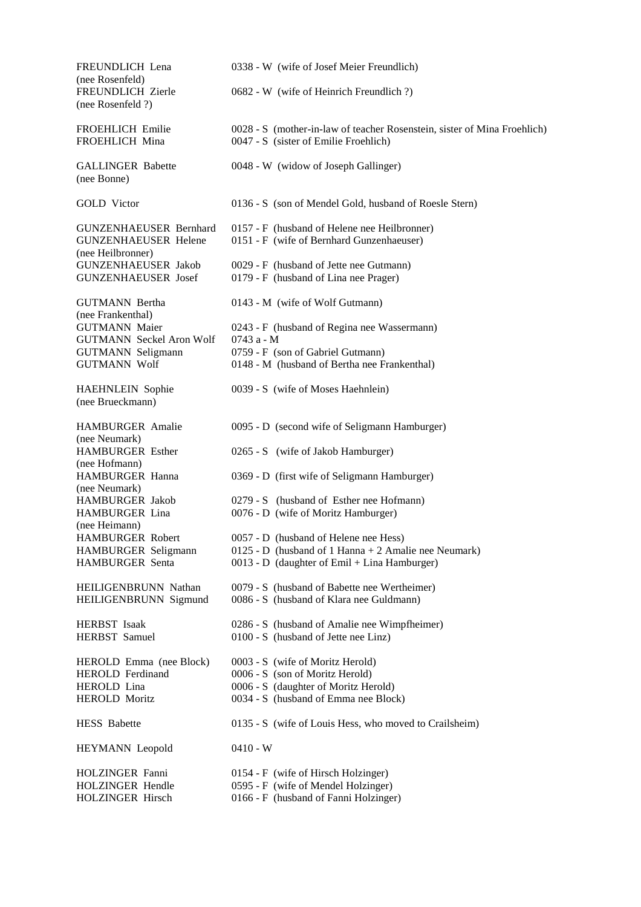| | |
|---|---|
| FREUNDLICH Lena (nee Rosenfeld) | 0338 - W (wife of Josef Meier Freundlich) |
| FREUNDLICH Zierle (nee Rosenfeld ?) | 0682 - W (wife of Heinrich Freundlich ?) |
| | |
| FROEHLICH Emilie | 0028 - S (mother-in-law of teacher Rosenstein, sister of Mina Froehlich) |
| FROEHLICH Mina | 0047 - S (sister of Emilie Froehlich) |
| | |
| GALLINGER Babette (nee Bonne) | 0048 - W (widow of Joseph Gallinger) |
| | |
| GOLD Victor | 0136 - S (son of Mendel Gold, husband of Roesle Stern) |
| | |
| GUNZENHAEUSER Bernhard | 0157 - F (husband of Helene nee Heilbronner) |
| GUNZENHAEUSER Helene (nee Heilbronner) | 0151 - F (wife of Bernhard Gunzenhaeuser) |
| GUNZENHAEUSER Jakob | 0029 - F (husband of Jette nee Gutmann) |
| GUNZENHAEUSER Josef | 0179 - F (husband of Lina nee Prager) |
| | |
| GUTMANN Bertha (nee Frankenthal) | 0143 - M (wife of Wolf Gutmann) |
| GUTMANN Maier | 0243 - F (husband of Regina nee Wassermann) |
| GUTMANN Seckel Aron Wolf | 0743 a - M |
| GUTMANN Seligmann | 0759 - F (son of Gabriel Gutmann) |
| GUTMANN Wolf | 0148 - M (husband of Bertha nee Frankenthal) |
| | |
| HAEHNLEIN Sophie (nee Brueckmann) | 0039 - S (wife of Moses Haehnlein) |
| | |
| HAMBURGER Amalie (nee Neumark) | 0095 - D (second wife of Seligmann Hamburger) |
| HAMBURGER Esther (nee Hofmann) | 0265 - S (wife of Jakob Hamburger) |
| HAMBURGER Hanna (nee Neumark) | 0369 - D (first wife of Seligmann Hamburger) |
| HAMBURGER Jakob | 0279 - S (husband of Esther nee Hofmann) |
| HAMBURGER Lina (nee Heimann) | 0076 - D (wife of Moritz Hamburger) |
| HAMBURGER Robert | 0057 - D (husband of Helene nee Hess) |
| HAMBURGER Seligmann | 0125 - D (husband of 1 Hanna + 2 Amalie nee Neumark) |
| HAMBURGER Senta | 0013 - D (daughter of Emil + Lina Hamburger) |
| | |
| HEILIGENBRUNN Nathan | 0079 - S (husband of Babette nee Wertheimer) |
| HEILIGENBRUNN Sigmund | 0086 - S (husband of Klara nee Guldmann) |
| | |
| HERBST Isaak | 0286 - S (husband of Amalie nee Wimpfheimer) |
| HERBST Samuel | 0100 - S (husband of Jette nee Linz) |
| | |
| HEROLD Emma (nee Block) | 0003 - S (wife of Moritz Herold) |
| HEROLD Ferdinand | 0006 - S (son of Moritz Herold) |
| HEROLD Lina | 0006 - S (daughter of Moritz Herold) |
| HEROLD Moritz | 0034 - S (husband of Emma nee Block) |
| | |
| HESS Babette | 0135 - S (wife of Louis Hess, who moved to Crailsheim) |
| | |
| HEYMANN Leopold | 0410 - W |
| | |
| HOLZINGER Fanni | 0154 - F (wife of Hirsch Holzinger) |
| HOLZINGER Hendle | 0595 - F (wife of Mendel Holzinger) |
| HOLZINGER Hirsch | 0166 - F (husband of Fanni Holzinger) |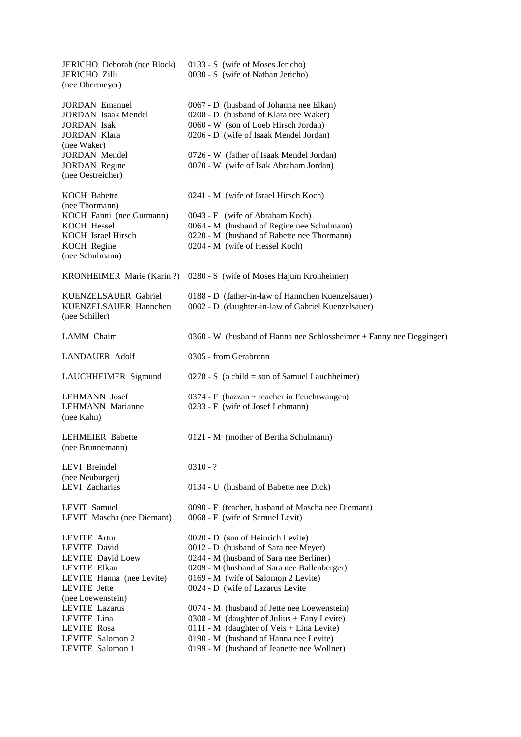| | |
|---|---|
| JERICHO Deborah (nee Block) | 0133 - S (wife of Moses Jericho) |
| JERICHO Zilli (nee Obermeyer) | 0030 - S (wife of Nathan Jericho) |
| | |
| JORDAN Emanuel | 0067 - D (husband of Johanna nee Elkan) |
| JORDAN Isaak Mendel | 0208 - D (husband of Klara nee Waker) |
| JORDAN Isak | 0060 - W (son of Loeb Hirsch Jordan) |
| JORDAN Klara (nee Waker) | 0206 - D (wife of Isaak Mendel Jordan) |
| JORDAN Mendel | 0726 - W (father of Isaak Mendel Jordan) |
| JORDAN Regine (nee Oestreicher) | 0070 - W (wife of Isak Abraham Jordan) |
| | |
| KOCH Babette (nee Thormann) | 0241 - M (wife of Israel Hirsch Koch) |
| KOCH Fanni (nee Gutmann) | 0043 - F (wife of Abraham Koch) |
| KOCH Hessel | 0064 - M (husband of Regine nee Schulmann) |
| KOCH Israel Hirsch | 0220 - M (husband of Babette nee Thormann) |
| KOCH Regine (nee Schulmann) | 0204 - M (wife of Hessel Koch) |
| | |
| KRONHEIMER Marie (Karin ?) | 0280 - S (wife of Moses Hajum Kronheimer) |
| | |
| KUENZELSAUER Gabriel | 0188 - D (father-in-law of Hannchen Kuenzelsauer) |
| KUENZELSAUER Hannchen (nee Schiller) | 0002 - D (daughter-in-law of Gabriel Kuenzelsauer) |
| | |
| LAMM Chaim | 0360 - W (husband of Hanna nee Schlossheimer + Fanny nee Degginger) |
| | |
| LANDAUER Adolf | 0305 - from Gerabronn |
| | |
| LAUCHHEIMER Sigmund | 0278 - S (a child = son of Samuel Lauchheimer) |
| | |
| LEHMANN Josef | 0374 - F (hazzan + teacher in Feuchtwangen) |
| LEHMANN Marianne (nee Kahn) | 0233 - F (wife of Josef Lehmann) |
| | |
| LEHMEIER Babette (nee Brunnemann) | 0121 - M (mother of Bertha Schulmann) |
| | |
| LEVI Breindel (nee Neuburger) | 0310 - ? |
| LEVI Zacharias | 0134 - U (husband of Babette nee Dick) |
| | |
| LEVIT Samuel | 0090 - F (teacher, husband of Mascha nee Diemant) |
| LEVIT Mascha (nee Diemant) | 0068 - F (wife of Samuel Levit) |
| | |
| LEVITE Artur | 0020 - D (son of Heinrich Levite) |
| LEVITE David | 0012 - D (husband of Sara nee Meyer) |
| LEVITE David Loew | 0244 - M (husband of Sara nee Berliner) |
| LEVITE Elkan | 0209 - M (husband of Sara nee Ballenberger) |
| LEVITE Hanna (nee Levite) | 0169 - M (wife of Salomon 2 Levite) |
| LEVITE Jette (nee Loewenstein) | 0024 - D (wife of Lazarus Levite |
| LEVITE Lazarus | 0074 - M (husband of Jette nee Loewenstein) |
| LEVITE Lina | 0308 - M (daughter of Julius + Fany Levite) |
| LEVITE Rosa | 0111 - M (daughter of Veis + Lina Levite) |
| LEVITE Salomon 2 | 0190 - M (husband of Hanna nee Levite) |
| LEVITE Salomon 1 | 0199 - M (husband of Jeanette nee Wollner) |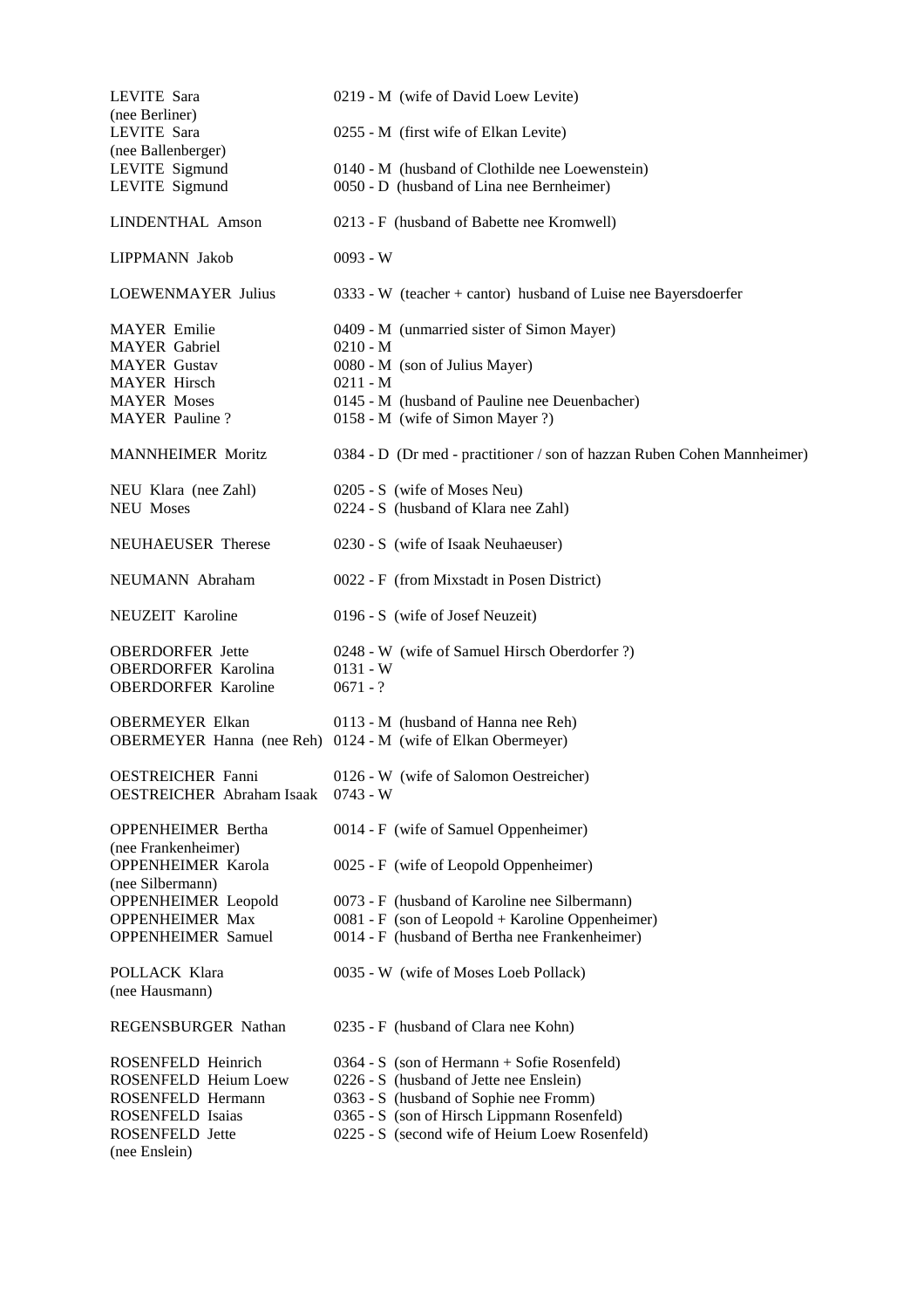| | |
|---|---|
| LEVITE Sara (nee Berliner) | 0219 - M (wife of David Loew Levite) |
| LEVITE Sara (nee Ballenberger) | 0255 - M (first wife of Elkan Levite) |
| LEVITE Sigmund | 0140 - M (husband of Clothilde nee Loewenstein) |
| LEVITE Sigmund | 0050 - D (husband of Lina nee Bernheimer) |
| | |
| LINDENTHAL Amson | 0213 - F (husband of Babette nee Kromwell) |
| | |
| LIPPMANN Jakob | 0093 - W |
| | |
| LOEWENMAYER Julius | 0333 - W (teacher + cantor) husband of Luise nee Bayersdoerfer |
| | |
| MAYER Emilie | 0409 - M (unmarried sister of Simon Mayer) |
| MAYER Gabriel | 0210 - M |
| MAYER Gustav | 0080 - M (son of Julius Mayer) |
| MAYER Hirsch | 0211 - M |
| MAYER Moses | 0145 - M (husband of Pauline nee Deuenbacher) |
| MAYER Pauline ? | 0158 - M (wife of Simon Mayer ?) |
| | |
| MANNHEIMER Moritz | 0384 - D (Dr med - practitioner / son of hazzan Ruben Cohen Mannheimer) |
| | |
| NEU Klara (nee Zahl) | 0205 - S (wife of Moses Neu) |
| NEU Moses | 0224 - S (husband of Klara nee Zahl) |
| | |
| NEUHAEUSER Therese | 0230 - S (wife of Isaak Neuhaeuser) |
| | |
| NEUMANN Abraham | 0022 - F (from Mixstadt in Posen District) |
| | |
| NEUZEIT Karoline | 0196 - S (wife of Josef Neuzeit) |
| | |
| OBERDORFER Jette | 0248 - W (wife of Samuel Hirsch Oberdorfer ?) |
| OBERDORFER Karolina | 0131 - W |
| OBERDORFER Karoline | 0671 - ? |
| | |
| OBERMEYER Elkan | 0113 - M (husband of Hanna nee Reh) |
| OBERMEYER Hanna (nee Reh) | 0124 - M (wife of Elkan Obermeyer) |
| | |
| OESTREICHER Fanni | 0126 - W (wife of Salomon Oestreicher) |
| OESTREICHER Abraham Isaak | 0743 - W |
| | |
| OPPENHEIMER Bertha (nee Frankenheimer) | 0014 - F (wife of Samuel Oppenheimer) |
| OPPENHEIMER Karola (nee Silbermann) | 0025 - F (wife of Leopold Oppenheimer) |
| OPPENHEIMER Leopold | 0073 - F (husband of Karoline nee Silbermann) |
| OPPENHEIMER Max | 0081 - F (son of Leopold + Karoline Oppenheimer) |
| OPPENHEIMER Samuel | 0014 - F (husband of Bertha nee Frankenheimer) |
| | |
| POLLACK Klara (nee Hausmann) | 0035 - W (wife of Moses Loeb Pollack) |
| | |
| REGENSBURGER Nathan | 0235 - F (husband of Clara nee Kohn) |
| | |
| ROSENFELD Heinrich | 0364 - S (son of Hermann + Sofie Rosenfeld) |
| ROSENFELD Heium Loew | 0226 - S (husband of Jette nee Enslein) |
| ROSENFELD Hermann | 0363 - S (husband of Sophie nee Fromm) |
| ROSENFELD Isaias | 0365 - S (son of Hirsch Lippmann Rosenfeld) |
| ROSENFELD Jette (nee Enslein) | 0225 - S (second wife of Heium Loew Rosenfeld) |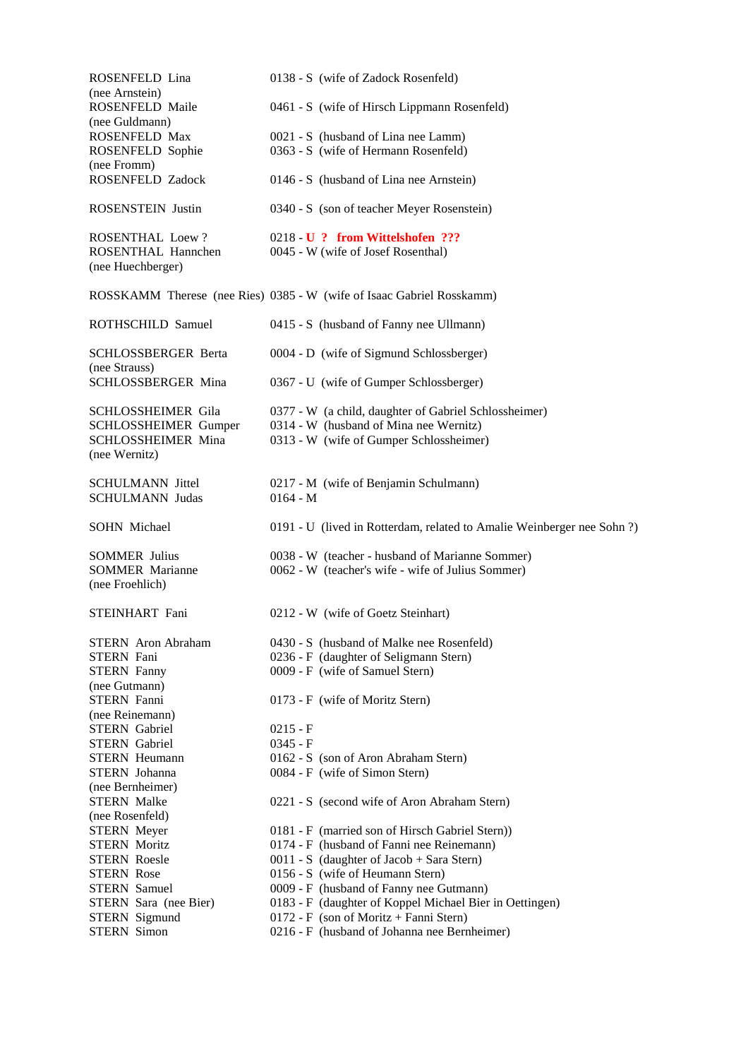| | |
|---|---|
| ROSENFELD Lina (nee Arnstein) | 0138 - S (wife of Zadock Rosenfeld) |
| ROSENFELD Maile (nee Guldmann) | 0461 - S (wife of Hirsch Lippmann Rosenfeld) |
| ROSENFELD Max | 0021 - S (husband of Lina nee Lamm) |
| ROSENFELD Sophie (nee Fromm) | 0363 - S (wife of Hermann Rosenfeld) |
| ROSENFELD Zadock | 0146 - S (husband of Lina nee Arnstein) |
| | |
| ROSENSTEIN Justin | 0340 - S (son of teacher Meyer Rosenstein) |
| | |
| ROSENTHAL Loew ? | 0218 - **U ? from Wittelshofen ???** |
| ROSENTHAL Hannchen (nee Huechberger) | 0045 - W (wife of Josef Rosenthal) |
| | |
| ROSSKAMM Therese (nee Ries) | 0385 - W (wife of Isaac Gabriel Rosskamm) |
| | |
| ROTHSCHILD Samuel | 0415 - S (husband of Fanny nee Ullmann) |
| | |
| SCHLOSSBERGER Berta (nee Strauss) | 0004 - D (wife of Sigmund Schlossberger) |
| SCHLOSSBERGER Mina | 0367 - U (wife of Gumper Schlossberger) |
| | |
| SCHLOSSHEIMER Gila | 0377 - W (a child, daughter of Gabriel Schlossheimer) |
| SCHLOSSHEIMER Gumper | 0314 - W (husband of Mina nee Wernitz) |
| SCHLOSSHEIMER Mina (nee Wernitz) | 0313 - W (wife of Gumper Schlossheimer) |
| | |
| SCHULMANN Jittel | 0217 - M (wife of Benjamin Schulmann) |
| SCHULMANN Judas | 0164 - M |
| | |
| SOHN Michael | 0191 - U (lived in Rotterdam, related to Amalie Weinberger nee Sohn ?) |
| | |
| SOMMER Julius | 0038 - W (teacher - husband of Marianne Sommer) |
| SOMMER Marianne (nee Froehlich) | 0062 - W (teacher's wife - wife of Julius Sommer) |
| | |
| STEINHART Fani | 0212 - W (wife of Goetz Steinhart) |
| | |
| STERN Aron Abraham | 0430 - S (husband of Malke nee Rosenfeld) |
| STERN Fani | 0236 - F (daughter of Seligmann Stern) |
| STERN Fanny (nee Gutmann) | 0009 - F (wife of Samuel Stern) |
| STERN Fanni (nee Reinemann) | 0173 - F (wife of Moritz Stern) |
| STERN Gabriel | 0215 - F |
| STERN Gabriel | 0345 - F |
| STERN Heumann | 0162 - S (son of Aron Abraham Stern) |
| STERN Johanna (nee Bernheimer) | 0084 - F (wife of Simon Stern) |
| STERN Malke (nee Rosenfeld) | 0221 - S (second wife of Aron Abraham Stern) |
| STERN Meyer | 0181 - F (married son of Hirsch Gabriel Stern)) |
| STERN Moritz | 0174 - F (husband of Fanni nee Reinemann) |
| STERN Roesle | 0011 - S (daughter of Jacob + Sara Stern) |
| STERN Rose | 0156 - S (wife of Heumann Stern) |
| STERN Samuel | 0009 - F (husband of Fanny nee Gutmann) |
| STERN Sara (nee Bier) | 0183 - F (daughter of Koppel Michael Bier in Oettingen) |
| STERN Sigmund | 0172 - F (son of Moritz + Fanni Stern) |
| STERN Simon | 0216 - F (husband of Johanna nee Bernheimer) |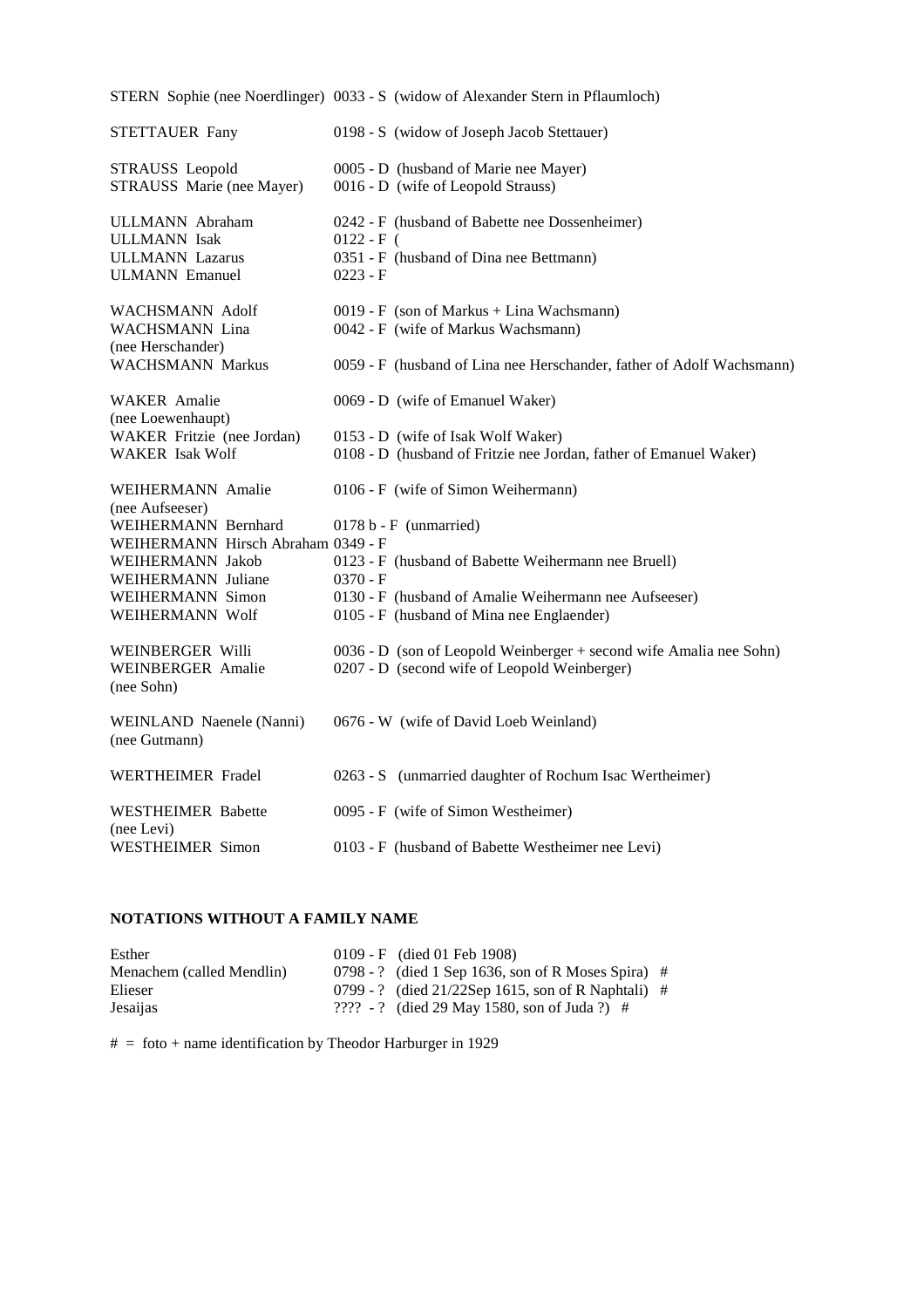| | |
|---|---|
| STERN Sophie (nee Noerdlinger) | 0033 - S (widow of Alexander Stern in Pflaumloch) |
| STETTAUER Fany | 0198 - S (widow of Joseph Jacob Stettauer) |
| STRAUSS Leopold | 0005 - D (husband of Marie nee Mayer) |
| STRAUSS Marie (nee Mayer) | 0016 - D (wife of Leopold Strauss) |
| ULLMANN Abraham | 0242 - F (husband of Babette nee Dossenheimer) |
| ULLMANN Isak | 0122 - F ( |
| ULLMANN Lazarus | 0351 - F (husband of Dina nee Bettmann) |
| ULMANN Emanuel | 0223 - F |
| WACHSMANN Adolf | 0019 - F (son of Markus + Lina Wachsmann) |
| WACHSMANN Lina (nee Herschander) | 0042 - F (wife of Markus Wachsmann) |
| WACHSMANN Markus | 0059 - F (husband of Lina nee Herschander, father of Adolf Wachsmann) |
| WAKER Amalie (nee Loewenhaupt) | 0069 - D (wife of Emanuel Waker) |
| WAKER Fritzie (nee Jordan) | 0153 - D (wife of Isak Wolf Waker) |
| WAKER Isak Wolf | 0108 - D (husband of Fritzie nee Jordan, father of Emanuel Waker) |
| WEIHERMANN Amalie (nee Aufseeser) | 0106 - F (wife of Simon Weihermann) |
| WEIHERMANN Bernhard | 0178 b - F (unmarried) |
| WEIHERMANN Hirsch Abraham | 0349 - F |
| WEIHERMANN Jakob | 0123 - F (husband of Babette Weihermann nee Bruell) |
| WEIHERMANN Juliane | 0370 - F |
| WEIHERMANN Simon | 0130 - F (husband of Amalie Weihermann nee Aufseeser) |
| WEIHERMANN Wolf | 0105 - F (husband of Mina nee Englaender) |
| WEINBERGER Willi | 0036 - D (son of Leopold Weinberger + second wife Amalia nee Sohn) |
| WEINBERGER Amalie (nee Sohn) | 0207 - D (second wife of Leopold Weinberger) |
| WEINLAND Naenele (Nanni) (nee Gutmann) | 0676 - W (wife of David Loeb Weinland) |
| WERTHEIMER Fradel | 0263 - S (unmarried daughter of Rochum Isac Wertheimer) |
| WESTHEIMER Babette (nee Levi) | 0095 - F (wife of Simon Westheimer) |
| WESTHEIMER Simon | 0103 - F (husband of Babette Westheimer nee Levi) |

## NOTATIONS WITHOUT A FAMILY NAME

| | |
|---|---|
| Esther | 0109 - F (died 01 Feb 1908) |
| Menachem (called Mendlin) | 0798 - ? (died 1 Sep 1636, son of R Moses Spira) # |
| Elieser | 0799 - ? (died 21/22Sep 1615, son of R Naphtali) # |
| Jesaijas | ???? - ? (died 29 May 1580, son of Juda ?) # |

# = foto + name identification by Theodor Harburger in 1929